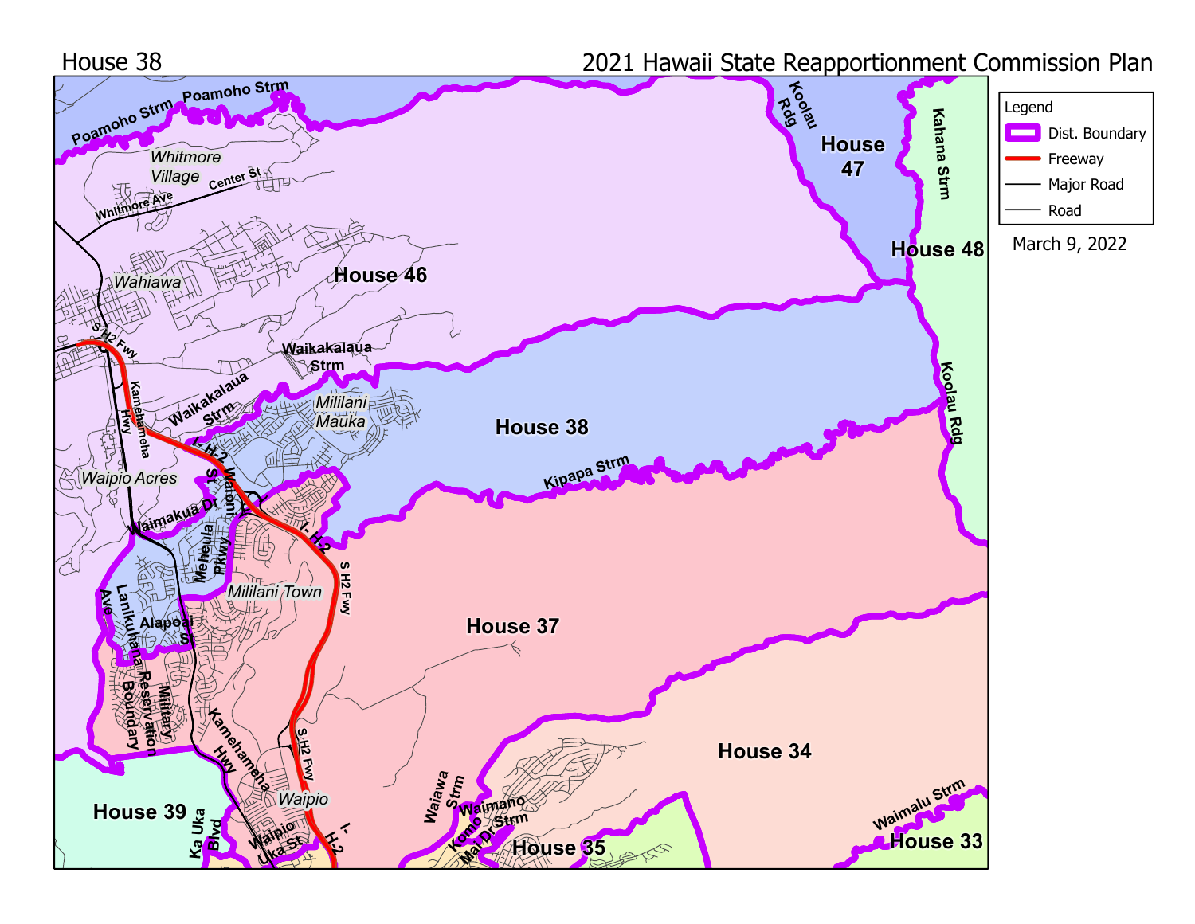# House 38

## 2021 Hawaii State Reapportionment Commission Plan

**Legend**

- Dist. Boundary
- Freeway
- Major Road
- Road

March 9, 2022

House 46
House 47
House 48
House 38
House 37
House 34
House 39
House 35
House 33

Poamoho Strm
Whitmore Village
Center St
Whitmore Ave
Wahiawa
Koolau Rdg
Kahana Strm
Waikakalaua Strm
S H2 Fwy
Kamehameha Hwy
Mililani Mauka
Waipio Acres
I- H-2
Waiani St
Meheula Pkwy
Waimakua Dr
Kipapa Strm
Mililani Town
Lanikuhana Ave
Alapoai St
Military Reservation Boundary
Waipio
Waipio Uka St
Ka Uka Blvd
Waiawa Strm
Waimano Strm
Komo Mai Dr
Waimalu Strm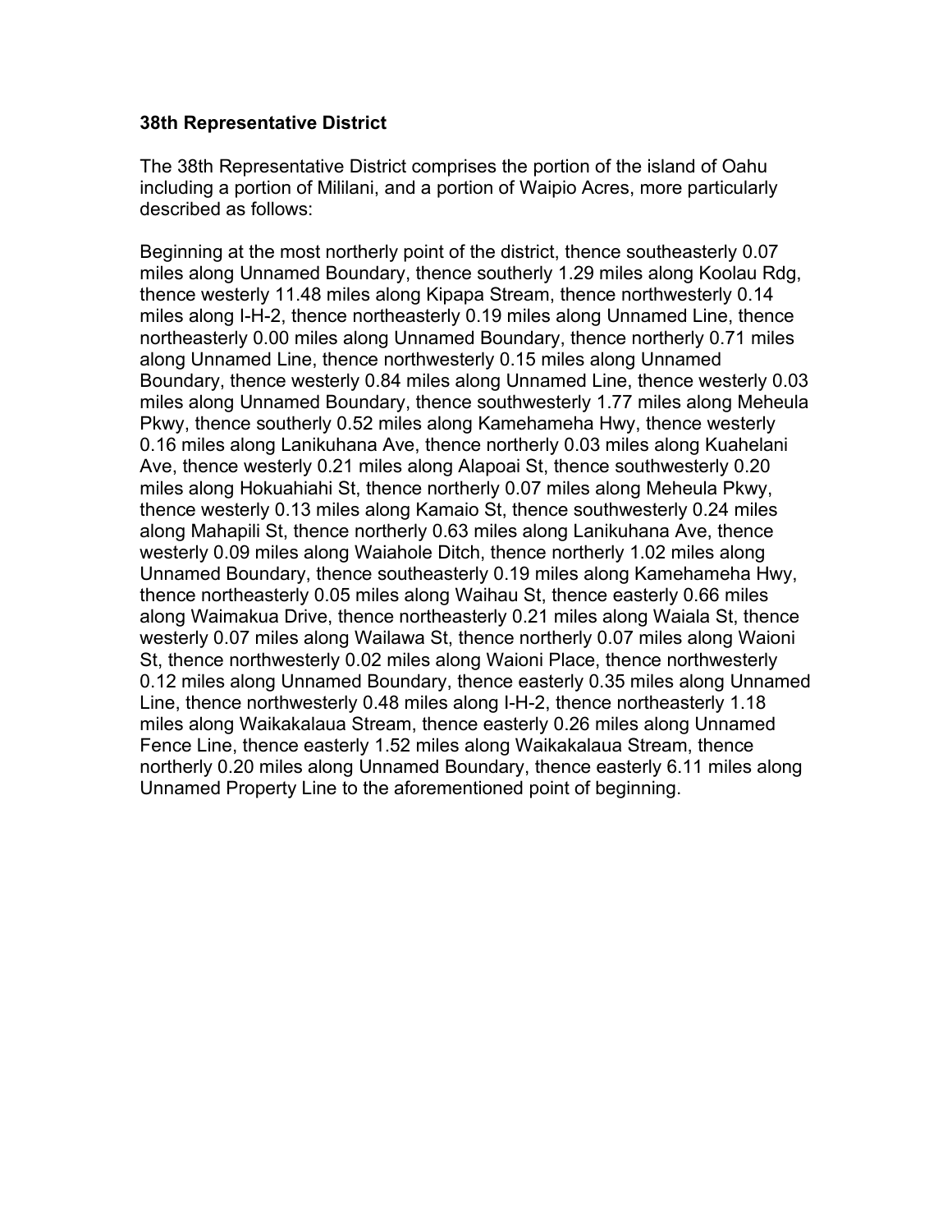**38th Representative District**

The 38th Representative District comprises the portion of the island of Oahu including a portion of Mililani, and a portion of Waipio Acres, more particularly described as follows:

Beginning at the most northerly point of the district, thence southeasterly 0.07 miles along Unnamed Boundary, thence southerly 1.29 miles along Koolau Rdg, thence westerly 11.48 miles along Kipapa Stream, thence northwesterly 0.14 miles along I-H-2, thence northeasterly 0.19 miles along Unnamed Line, thence northeasterly 0.00 miles along Unnamed Boundary, thence northerly 0.71 miles along Unnamed Line, thence northwesterly 0.15 miles along Unnamed Boundary, thence westerly 0.84 miles along Unnamed Line, thence westerly 0.03 miles along Unnamed Boundary, thence southwesterly 1.77 miles along Meheula Pkwy, thence southerly 0.52 miles along Kamehameha Hwy, thence westerly 0.16 miles along Lanikuhana Ave, thence northerly 0.03 miles along Kuahelani Ave, thence westerly 0.21 miles along Alapoai St, thence southwesterly 0.20 miles along Hokuahiahi St, thence northerly 0.07 miles along Meheula Pkwy, thence westerly 0.13 miles along Kamaio St, thence southwesterly 0.24 miles along Mahapili St, thence northerly 0.63 miles along Lanikuhana Ave, thence westerly 0.09 miles along Waiahole Ditch, thence northerly 1.02 miles along Unnamed Boundary, thence southeasterly 0.19 miles along Kamehameha Hwy, thence northeasterly 0.05 miles along Waihau St, thence easterly 0.66 miles along Waimakua Drive, thence northeasterly 0.21 miles along Waiala St, thence westerly 0.07 miles along Wailawa St, thence northerly 0.07 miles along Waioni St, thence northwesterly 0.02 miles along Waioni Place, thence northwesterly 0.12 miles along Unnamed Boundary, thence easterly 0.35 miles along Unnamed Line, thence northwesterly 0.48 miles along I-H-2, thence northeasterly 1.18 miles along Waikakalaua Stream, thence easterly 0.26 miles along Unnamed Fence Line, thence easterly 1.52 miles along Waikakalaua Stream, thence northerly 0.20 miles along Unnamed Boundary, thence easterly 6.11 miles along Unnamed Property Line to the aforementioned point of beginning.